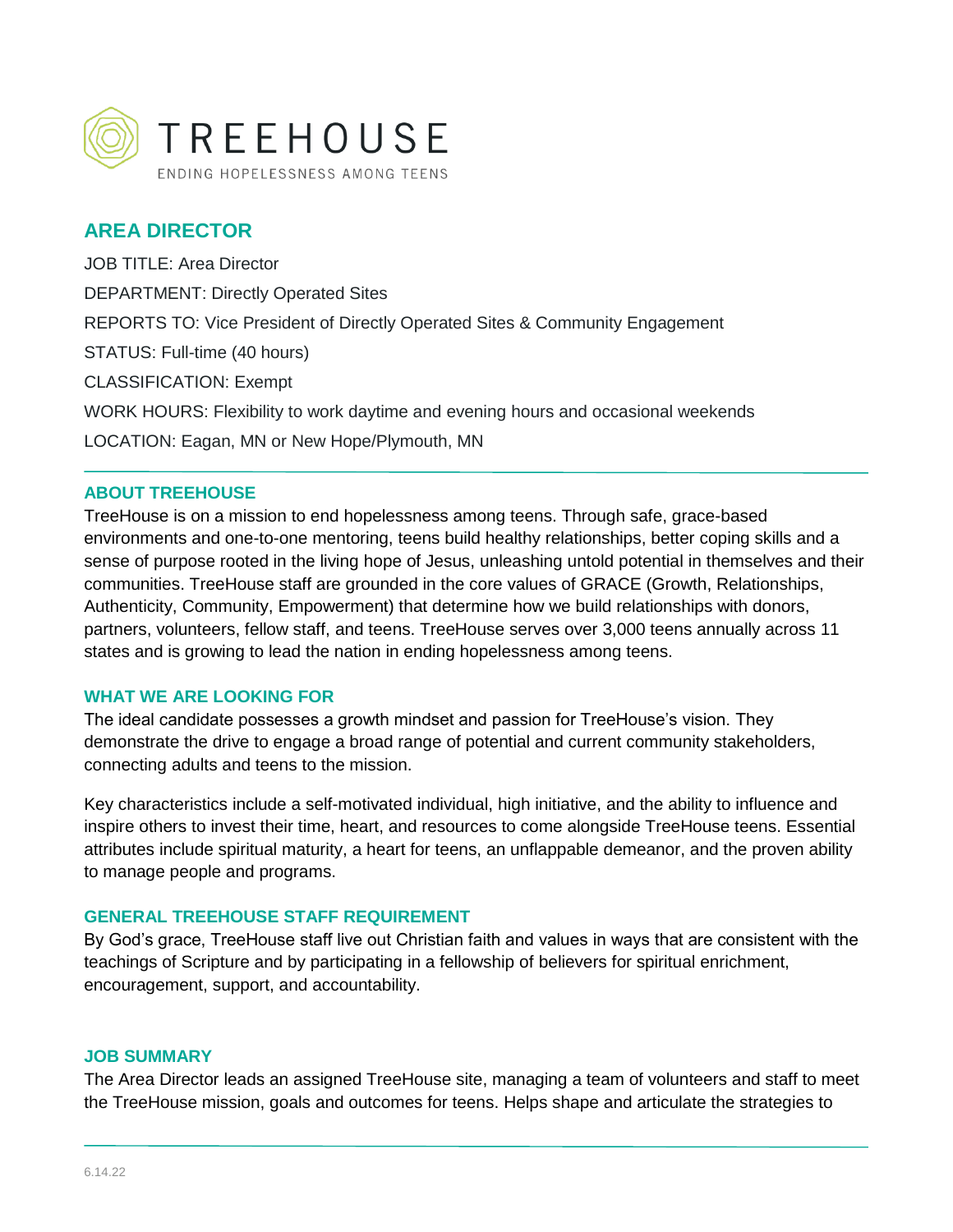# TREEHOUSE

ENDING HOPELESSNESS AMONG TEENS

## AREA DIRECTOR

JOB TITLE: Area Director

DEPARTMENT: Directly Operated Sites

REPORTS TO: Vice President of Directly Operated Sites & Community Engagement

STATUS: Full-time (40 hours)

CLASSIFICATION: Exempt

WORK HOURS: Flexibility to work daytime and evening hours and occasional weekends

LOCATION: Eagan, MN or New Hope/Plymouth, MN

### ABOUT TREEHOUSE

TreeHouse is on a mission to end hopelessness among teens. Through safe, grace-based environments and one-to-one mentoring, teens build healthy relationships, better coping skills and a sense of purpose rooted in the living hope of Jesus, unleashing untold potential in themselves and their communities. TreeHouse staff are grounded in the core values of GRACE (Growth, Relationships, Authenticity, Community, Empowerment) that determine how we build relationships with donors, partners, volunteers, fellow staff, and teens. TreeHouse serves over 3,000 teens annually across 11 states and is growing to lead the nation in ending hopelessness among teens.

### WHAT WE ARE LOOKING FOR

The ideal candidate possesses a growth mindset and passion for TreeHouse's vision. They demonstrate the drive to engage a broad range of potential and current community stakeholders, connecting adults and teens to the mission.

Key characteristics include a self-motivated individual, high initiative, and the ability to influence and inspire others to invest their time, heart, and resources to come alongside TreeHouse teens. Essential attributes include spiritual maturity, a heart for teens, an unflappable demeanor, and the proven ability to manage people and programs.

### GENERAL TREEHOUSE STAFF REQUIREMENT

By God's grace, TreeHouse staff live out Christian faith and values in ways that are consistent with the teachings of Scripture and by participating in a fellowship of believers for spiritual enrichment, encouragement, support, and accountability.

### JOB SUMMARY

The Area Director leads an assigned TreeHouse site, managing a team of volunteers and staff to meet the TreeHouse mission, goals and outcomes for teens. Helps shape and articulate the strategies to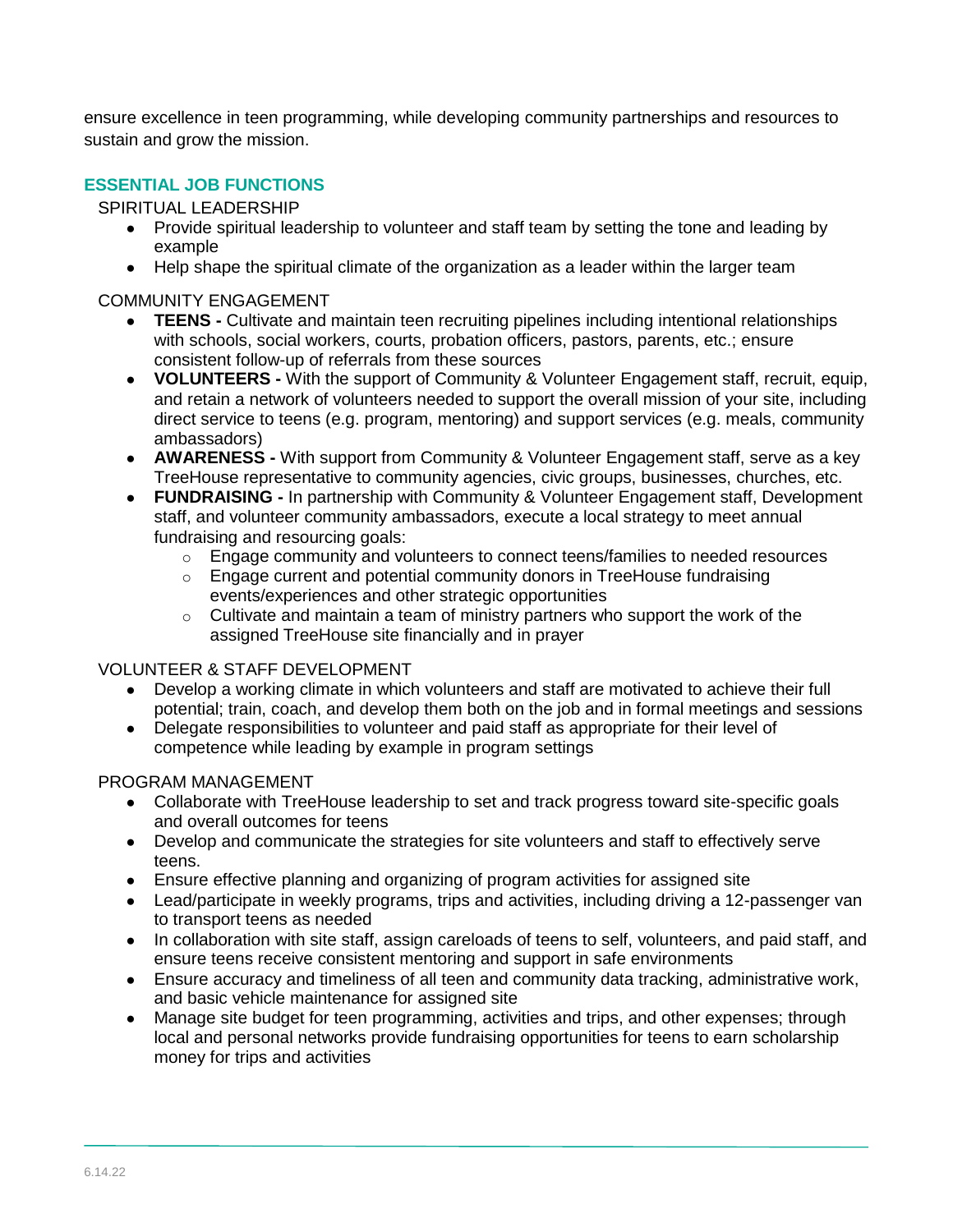ensure excellence in teen programming, while developing community partnerships and resources to sustain and grow the mission.

## ESSENTIAL JOB FUNCTIONS

SPIRITUAL LEADERSHIP

- Provide spiritual leadership to volunteer and staff team by setting the tone and leading by example
- Help shape the spiritual climate of the organization as a leader within the larger team

COMMUNITY ENGAGEMENT

- **TEENS -** Cultivate and maintain teen recruiting pipelines including intentional relationships with schools, social workers, courts, probation officers, pastors, parents, etc.; ensure consistent follow-up of referrals from these sources
- **VOLUNTEERS -** With the support of Community & Volunteer Engagement staff, recruit, equip, and retain a network of volunteers needed to support the overall mission of your site, including direct service to teens (e.g. program, mentoring) and support services (e.g. meals, community ambassadors)
- **AWARENESS -** With support from Community & Volunteer Engagement staff, serve as a key TreeHouse representative to community agencies, civic groups, businesses, churches, etc.
- **FUNDRAISING -** In partnership with Community & Volunteer Engagement staff, Development staff, and volunteer community ambassadors, execute a local strategy to meet annual fundraising and resourcing goals:
  - Engage community and volunteers to connect teens/families to needed resources
  - Engage current and potential community donors in TreeHouse fundraising events/experiences and other strategic opportunities
  - Cultivate and maintain a team of ministry partners who support the work of the assigned TreeHouse site financially and in prayer

VOLUNTEER & STAFF DEVELOPMENT

- Develop a working climate in which volunteers and staff are motivated to achieve their full potential; train, coach, and develop them both on the job and in formal meetings and sessions
- Delegate responsibilities to volunteer and paid staff as appropriate for their level of competence while leading by example in program settings

PROGRAM MANAGEMENT

- Collaborate with TreeHouse leadership to set and track progress toward site-specific goals and overall outcomes for teens
- Develop and communicate the strategies for site volunteers and staff to effectively serve teens.
- Ensure effective planning and organizing of program activities for assigned site
- Lead/participate in weekly programs, trips and activities, including driving a 12-passenger van to transport teens as needed
- In collaboration with site staff, assign careloads of teens to self, volunteers, and paid staff, and ensure teens receive consistent mentoring and support in safe environments
- Ensure accuracy and timeliness of all teen and community data tracking, administrative work, and basic vehicle maintenance for assigned site
- Manage site budget for teen programming, activities and trips, and other expenses; through local and personal networks provide fundraising opportunities for teens to earn scholarship money for trips and activities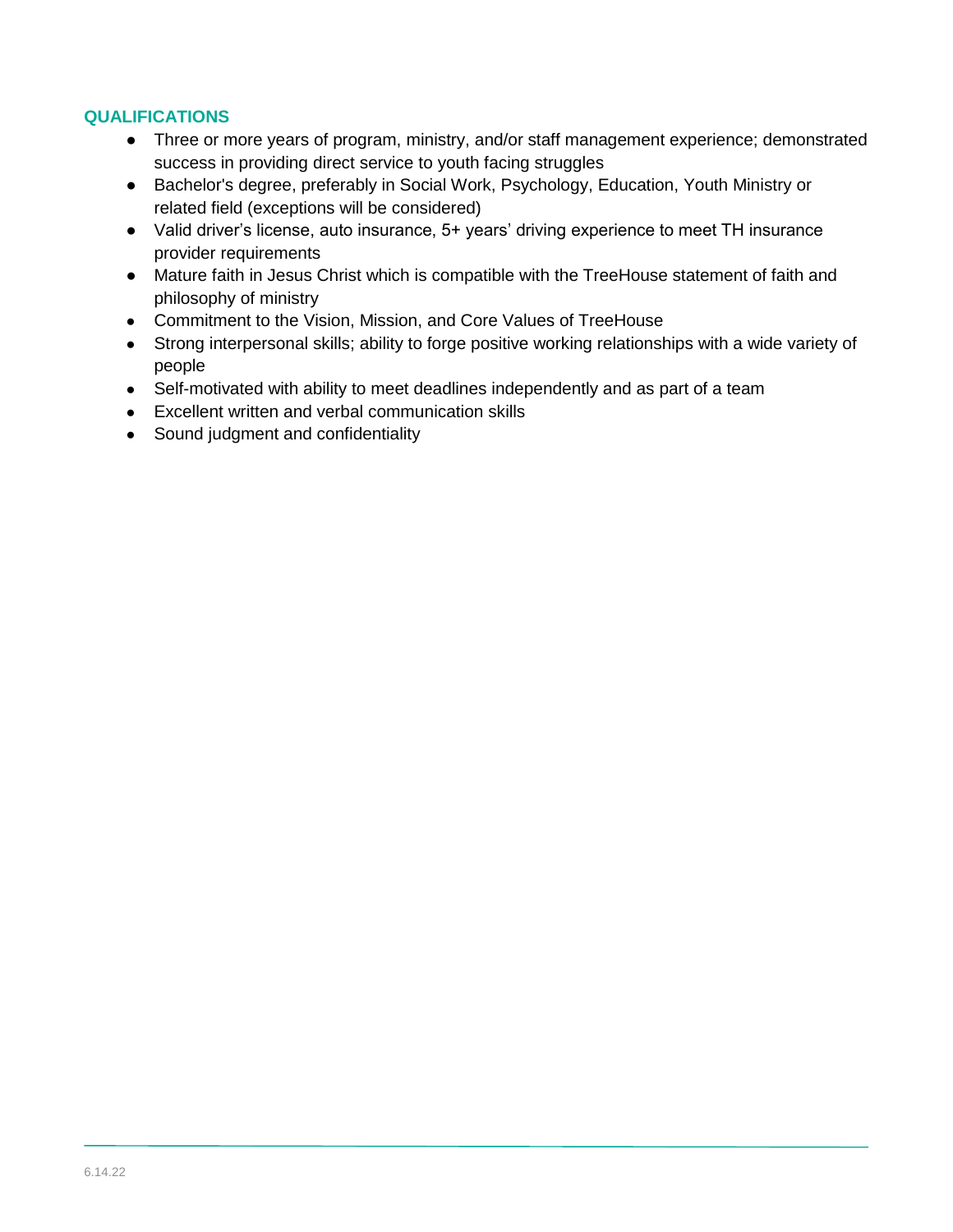## QUALIFICATIONS

- Three or more years of program, ministry, and/or staff management experience; demonstrated success in providing direct service to youth facing struggles
- Bachelor's degree, preferably in Social Work, Psychology, Education, Youth Ministry or related field (exceptions will be considered)
- Valid driver's license, auto insurance, 5+ years' driving experience to meet TH insurance provider requirements
- Mature faith in Jesus Christ which is compatible with the TreeHouse statement of faith and philosophy of ministry
- Commitment to the Vision, Mission, and Core Values of TreeHouse
- Strong interpersonal skills; ability to forge positive working relationships with a wide variety of people
- Self-motivated with ability to meet deadlines independently and as part of a team
- Excellent written and verbal communication skills
- Sound judgment and confidentiality